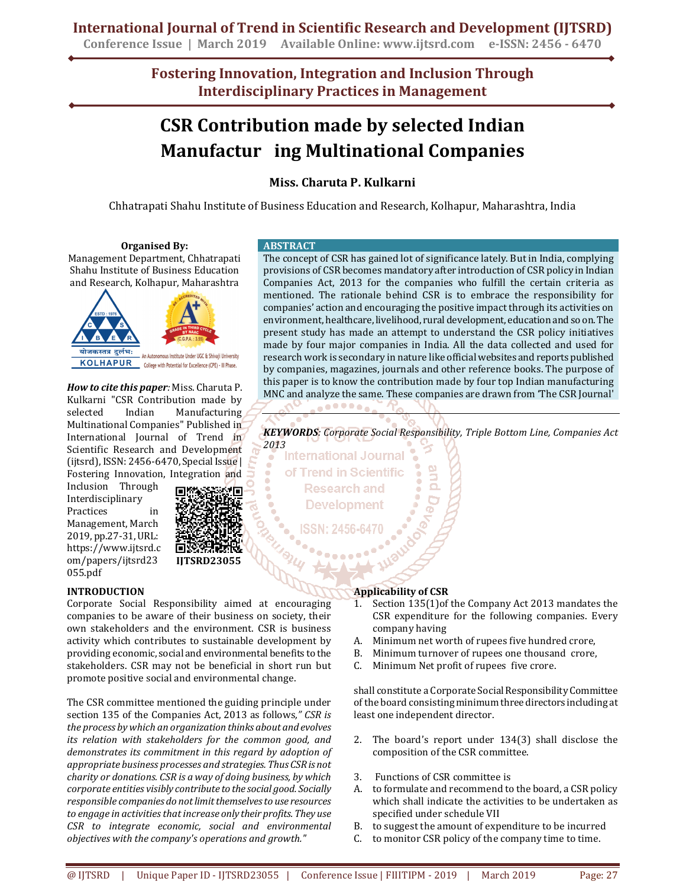# CSR Contribution made by selected Indian Manufactur ing Multinational Companies

**Miss. Charuta P. Kulkarni**

Chhatrapati Shahu Institute of Business Education and Research, Kolhapur, Maharashtra, India

**Organised By:**
Management Department, Chhatrapati Shahu Institute of Business Education and Research, Kolhapur, Maharashtra

***How to cite this paper***: Miss. Charuta P. Kulkarni "CSR Contribution made by selected Indian Manufacturing Multinational Companies" Published in International Journal of Trend in Scientific Research and Development (ijtsrd), ISSN: 2456-6470, Special Issue | Fostering Innovation, Integration and Inclusion Through Interdisciplinary Practices in Management, March 2019, pp.27-31, URL: https://www.ijtsrd.com/papers/ijtsrd23055.pdf

IJTSRD23055

## ABSTRACT

The concept of CSR has gained lot of significance lately. But in India, complying provisions of CSR becomes mandatory after introduction of CSR policy in Indian Companies Act, 2013 for the companies who fulfill the certain criteria as mentioned. The rationale behind CSR is to embrace the responsibility for companies' action and encouraging the positive impact through its activities on environment, healthcare, livelihood, rural development, education and so on. The present study has made an attempt to understand the CSR policy initiatives made by four major companies in India. All the data collected and used for research work is secondary in nature like official websites and reports published by companies, magazines, journals and other reference books. The purpose of this paper is to know the contribution made by four top Indian manufacturing MNC and analyze the same. These companies are drawn from 'The CSR Journal'

***KEYWORDS***: *Corporate Social Responsibility, Triple Bottom Line, Companies Act 2013*

## INTRODUCTION

Corporate Social Responsibility aimed at encouraging companies to be aware of their business on society, their own stakeholders and the environment. CSR is business activity which contributes to sustainable development by providing economic, social and environmental benefits to the stakeholders. CSR may not be beneficial in short run but promote positive social and environmental change.

The CSR committee mentioned the guiding principle under section 135 of the Companies Act, 2013 as follows,*" CSR is the process by which an organization thinks about and evolves its relation with stakeholders for the common good, and demonstrates its commitment in this regard by adoption of appropriate business processes and strategies. Thus CSR is not charity or donations. CSR is a way of doing business, by which corporate entities visibly contribute to the social good. Socially responsible companies do not limit themselves to use resources to engage in activities that increase only their profits. They use CSR to integrate economic, social and environmental objectives with the company's operations and growth."*

**Applicability of CSR**

1. Section 135(1)of the Company Act 2013 mandates the CSR expenditure for the following companies. Every company having
   - A. Minimum net worth of rupees five hundred crore,
   - B. Minimum turnover of rupees one thousand crore,
   - C. Minimum Net profit of rupees five crore.

shall constitute a Corporate Social Responsibility Committee of the board consisting minimum three directors including at least one independent director.

2. The board's report under 134(3) shall disclose the composition of the CSR committee.

3. Functions of CSR committee is
   - A. to formulate and recommend to the board, a CSR policy which shall indicate the activities to be undertaken as specified under schedule VII
   - B. to suggest the amount of expenditure to be incurred
   - C. to monitor CSR policy of the company time to time.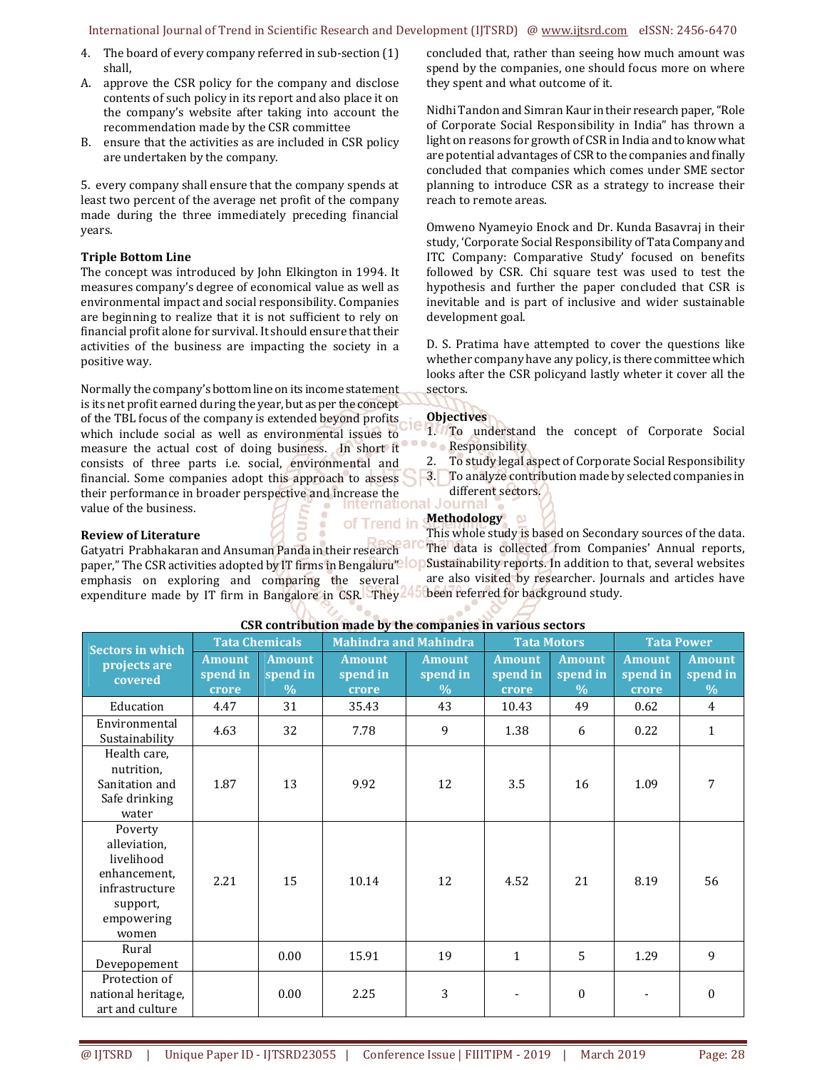4. The board of every company referred in sub-section (1) shall,

A. approve the CSR policy for the company and disclose contents of such policy in its report and also place it on the company's website after taking into account the recommendation made by the CSR committee

B. ensure that the activities as are included in CSR policy are undertaken by the company.

5. every company shall ensure that the company spends at least two percent of the average net profit of the company made during the three immediately preceding financial years.

**Triple Bottom Line**

The concept was introduced by John Elkington in 1994. It measures company's degree of economical value as well as environmental impact and social responsibility. Companies are beginning to realize that it is not sufficient to rely on financial profit alone for survival. It should ensure that their activities of the business are impacting the society in a positive way.

Normally the company's bottom line on its income statement is its net profit earned during the year, but as per the concept of the TBL focus of the company is extended beyond profits which include social as well as environmental issues to measure the actual cost of doing business. In short it consists of three parts i.e. social, environmental and financial. Some companies adopt this approach to assess their performance in broader perspective and increase the value of the business.

**Review of Literature**

Gatyatri Prabhakaran and Ansuman Panda in their research paper," The CSR activities adopted by IT firms in Bengaluru" emphasis on exploring and comparing the several expenditure made by IT firm in Bangalore in CSR. They concluded that, rather than seeing how much amount was spend by the companies, one should focus more on where they spent and what outcome of it.

Nidhi Tandon and Simran Kaur in their research paper, "Role of Corporate Social Responsibility in India" has thrown a light on reasons for growth of CSR in India and to know what are potential advantages of CSR to the companies and finally concluded that companies which comes under SME sector planning to introduce CSR as a strategy to increase their reach to remote areas.

Omweno Nyameyio Enock and Dr. Kunda Basavraj in their study, 'Corporate Social Responsibility of Tata Company and ITC Company: Comparative Study' focused on benefits followed by CSR. Chi square test was used to test the hypothesis and further the paper concluded that CSR is inevitable and is part of inclusive and wider sustainable development goal.

D. S. Pratima have attempted to cover the questions like whether company have any policy, is there committee which looks after the CSR policyand lastly wheter it cover all the sectors.

**Objectives**

1. To understand the concept of Corporate Social Responsibility
2. To study legal aspect of Corporate Social Responsibility
3. To analyze contribution made by selected companies in different sectors.

**Methodology**

This whole study is based on Secondary sources of the data. The data is collected from Companies' Annual reports, Sustainability reports. In addition to that, several websites are also visited by researcher. Journals and articles have been referred for background study.

**CSR contribution made by the companies in various sectors**

| Sectors in which projects are covered | Tata Chemicals | | Mahindra and Mahindra | | Tata Motors | | Tata Power | |
|---|---|---|---|---|---|---|---|---|
| | Amount spend in crore | Amount spend in % | Amount spend in crore | Amount spend in % | Amount spend in crore | Amount spend in % | Amount spend in crore | Amount spend in % |
| Education | 4.47 | 31 | 35.43 | 43 | 10.43 | 49 | 0.62 | 4 |
| Environmental Sustainability | 4.63 | 32 | 7.78 | 9 | 1.38 | 6 | 0.22 | 1 |
| Health care, nutrition, Sanitation and Safe drinking water | 1.87 | 13 | 9.92 | 12 | 3.5 | 16 | 1.09 | 7 |
| Poverty alleviation, livelihood enhancement, infrastructure support, empowering women | 2.21 | 15 | 10.14 | 12 | 4.52 | 21 | 8.19 | 56 |
| Rural Devepopement | | 0.00 | 15.91 | 19 | 1 | 5 | 1.29 | 9 |
| Protection of national heritage, art and culture | | 0.00 | 2.25 | 3 | - | 0 | - | 0 |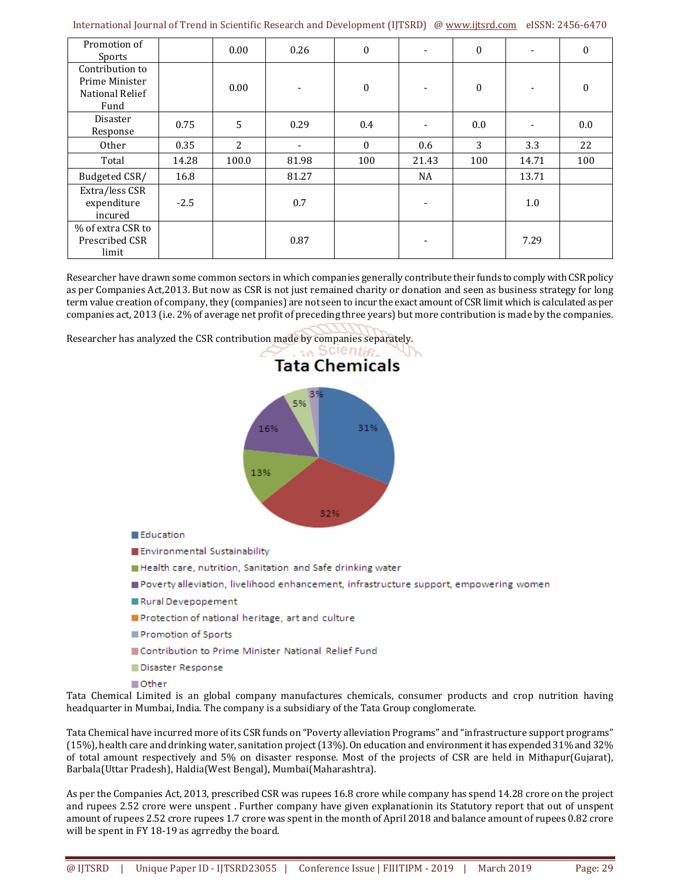| Promotion of Sports | | 0.00 | 0.26 | 0 | - | 0 | - | 0 |
|---|---|---|---|---|---|---|---|---|
| Contribution to Prime Minister National Relief Fund | | 0.00 | - | 0 | - | 0 | - | 0 |
| Disaster Response | 0.75 | 5 | 0.29 | 0.4 | - | 0.0 | - | 0.0 |
| Other | 0.35 | 2 | - | 0 | 0.6 | 3 | 3.3 | 22 |
| Total | 14.28 | 100.0 | 81.98 | 100 | 21.43 | 100 | 14.71 | 100 |
| Budgeted CSR/ | 16.8 | | 81.27 | | NA | | 13.71 | |
| Extra/less CSR expenditure incured | -2.5 | | 0.7 | | - | | 1.0 | |
| % of extra CSR to Prescribed CSR limit | | | 0.87 | | - | | 7.29 | |

Researcher have drawn some common sectors in which companies generally contribute their funds to comply with CSR policy as per Companies Act,2013. But now as CSR is not just remained charity or donation and seen as business strategy for long term value creation of company, they (companies) are not seen to incur the exact amount of CSR limit which is calculated as per companies act, 2013 (i.e. 2% of average net profit of preceding three years) but more contribution is made by the companies.

Researcher has analyzed the CSR contribution made by companies separately.

**Tata Chemicals**

- Education: 31%
- Environmental Sustainability: 32%
- Health care, nutrition, Sanitation and Safe drinking water: 13%
- Poverty alleviation, livelihood enhancement, infrastructure support, empowering women: 16%
- Rural Devepopement
- Protection of national heritage, art and culture
- Promotion of Sports
- Contribution to Prime Minister National Relief Fund
- Disaster Response: 5%
- Other: 3%

Tata Chemical Limited is an global company manufactures chemicals, consumer products and crop nutrition having headquarter in Mumbai, India. The company is a subsidiary of the Tata Group conglomerate.

Tata Chemical have incurred more of its CSR funds on "Poverty alleviation Programs" and "infrastructure support programs" (15%), health care and drinking water, sanitation project (13%). On education and environment it has expended 31% and 32% of total amount respectively and 5% on disaster response. Most of the projects of CSR are held in Mithapur(Gujarat), Barbala(Uttar Pradesh), Haldia(West Bengal), Mumbai(Maharashtra).

As per the Companies Act, 2013, prescribed CSR was rupees 16.8 crore while company has spend 14.28 crore on the project and rupees 2.52 crore were unspent . Further company have given explanationin its Statutory report that out of unspent amount of rupees 2.52 crore rupees 1.7 crore was spent in the month of April 2018 and balance amount of rupees 0.82 crore will be spent in FY 18-19 as agrredby the board.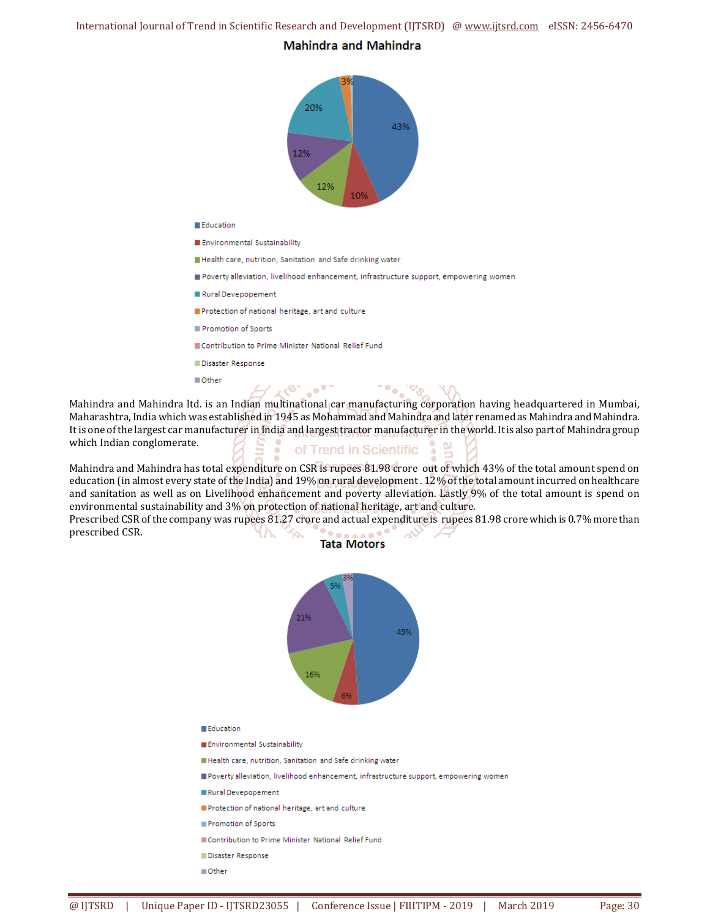**Mahindra and Mahindra**

43%, 10%, 12%, 12%, 20%, 3%

- Education
- Environmental Sustainability
- Health care, nutrition, Sanitation and Safe drinking water
- Poverty alleviation, livelihood enhancement, infrastructure support, empowering women
- Rural Devepopement
- Protection of national heritage, art and culture
- Promotion of Sports
- Contribution to Prime Minister National Relief Fund
- Disaster Response
- Other

Mahindra and Mahindra ltd. is an Indian multinational car manufacturing corporation having headquartered in Mumbai, Maharashtra, India which was established in 1945 as Mohammad and Mahindra and later renamed as Mahindra and Mahindra. It is one of the largest car manufacturer in India and largest tractor manufacturer in the world. It is also part of Mahindra group which Indian conglomerate.

Mahindra and Mahindra has total expenditure on CSR is rupees 81.98 crore out of which 43% of the total amount spend on education (in almost every state of the India) and 19% on rural development . 12% of the total amount incurred on healthcare and sanitation as well as on Livelihood enhancement and poverty alleviation. Lastly 9% of the total amount is spend on environmental sustainability and 3% on protection of national heritage, art and culture.
Prescribed CSR of the company was rupees 81.27 crore and actual expenditure is rupees 81.98 crore which is 0.7% more than prescribed CSR.

**Tata Motors**

49%, 6%, 16%, 21%, 5%, 3%

- Education
- Environmental Sustainability
- Health care, nutrition, Sanitation and Safe drinking water
- Poverty alleviation, livelihood enhancement, infrastructure support, empowering women
- Rural Devepopement
- Protection of national heritage, art and culture
- Promotion of Sports
- Contribution to Prime Minister National Relief Fund
- Disaster Response
- Other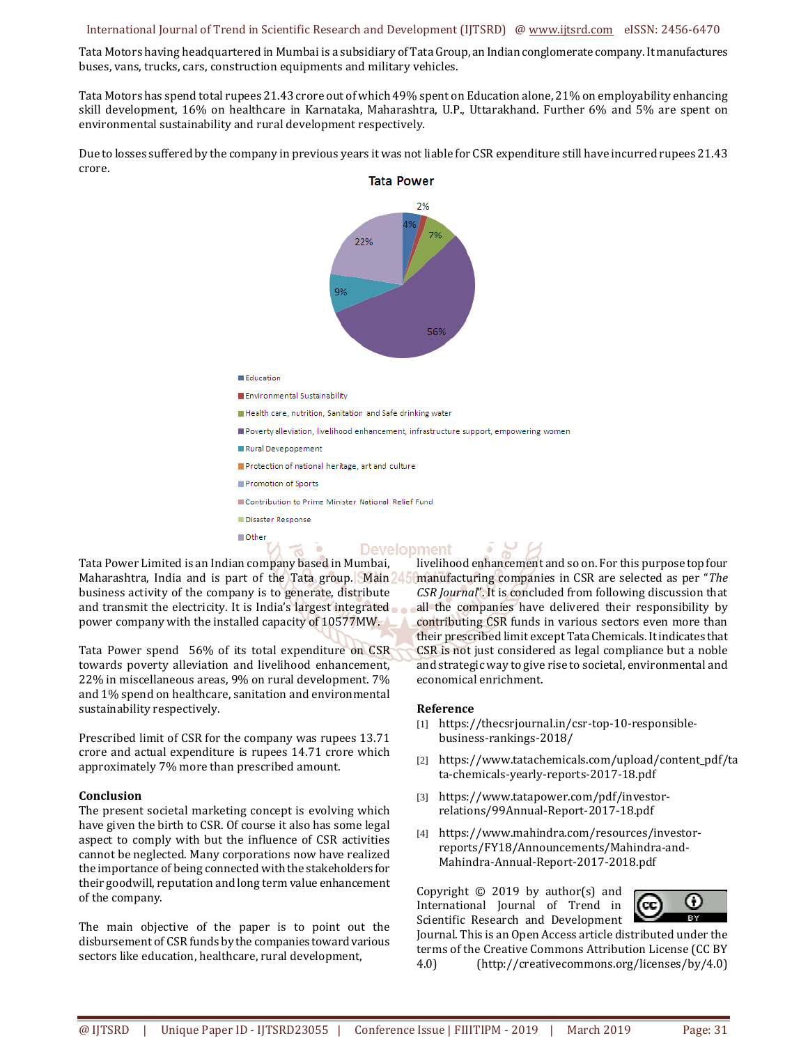Tata Motors having headquartered in Mumbai is a subsidiary of Tata Group, an Indian conglomerate company. It manufactures buses, vans, trucks, cars, construction equipments and military vehicles.

Tata Motors has spend total rupees 21.43 crore out of which 49% spent on Education alone, 21% on employability enhancing skill development, 16% on healthcare in Karnataka, Maharashtra, U.P., Uttarakhand. Further 6% and 5% are spent on environmental sustainability and rural development respectively.

Due to losses suffered by the company in previous years it was not liable for CSR expenditure still have incurred rupees 21.43 crore.

Tata Power

2%
4%
7%
22%
9%
56%

Education
Environmental Sustainability
Health care, nutrition, Sanitation and Safe drinking water
Poverty alleviation, livelihood enhancement, infrastructure support, empowering women
Rural Devepopement
Protection of national heritage, art and culture
Promotion of Sports
Contribution to Prime Minister National Relief Fund
Disaster Response
Other

Tata Power Limited is an Indian company based in Mumbai, Maharashtra, India and is part of the Tata group. Main business activity of the company is to generate, distribute and transmit the electricity. It is India's largest integrated power company with the installed capacity of 10577MW.

Tata Power spend 56% of its total expenditure on CSR towards poverty alleviation and livelihood enhancement, 22% in miscellaneous areas, 9% on rural development. 7% and 1% spend on healthcare, sanitation and environmental sustainability respectively.

Prescribed limit of CSR for the company was rupees 13.71 crore and actual expenditure is rupees 14.71 crore which approximately 7% more than prescribed amount.

## Conclusion

The present societal marketing concept is evolving which have given the birth to CSR. Of course it also has some legal aspect to comply with but the influence of CSR activities cannot be neglected. Many corporations now have realized the importance of being connected with the stakeholders for their goodwill, reputation and long term value enhancement of the company.

The main objective of the paper is to point out the disbursement of CSR funds by the companies toward various sectors like education, healthcare, rural development, livelihood enhancement and so on. For this purpose top four manufacturing companies in CSR are selected as per "*The CSR Journal*". It is concluded from following discussion that all the companies have delivered their responsibility by contributing CSR funds in various sectors even more than their prescribed limit except Tata Chemicals. It indicates that CSR is not just considered as legal compliance but a noble and strategic way to give rise to societal, environmental and economical enrichment.

## Reference

[1] https://thecsrjournal.in/csr-top-10-responsible-business-rankings-2018/

[2] https://www.tatachemicals.com/upload/content_pdf/tata-chemicals-yearly-reports-2017-18.pdf

[3] https://www.tatapower.com/pdf/investor-relations/99Annual-Report-2017-18.pdf

[4] https://www.mahindra.com/resources/investor-reports/FY18/Announcements/Mahindra-and-Mahindra-Annual-Report-2017-2018.pdf

Copyright © 2019 by author(s) and International Journal of Trend in Scientific Research and Development Journal. This is an Open Access article distributed under the terms of the Creative Commons Attribution License (CC BY 4.0) (http://creativecommons.org/licenses/by/4.0)